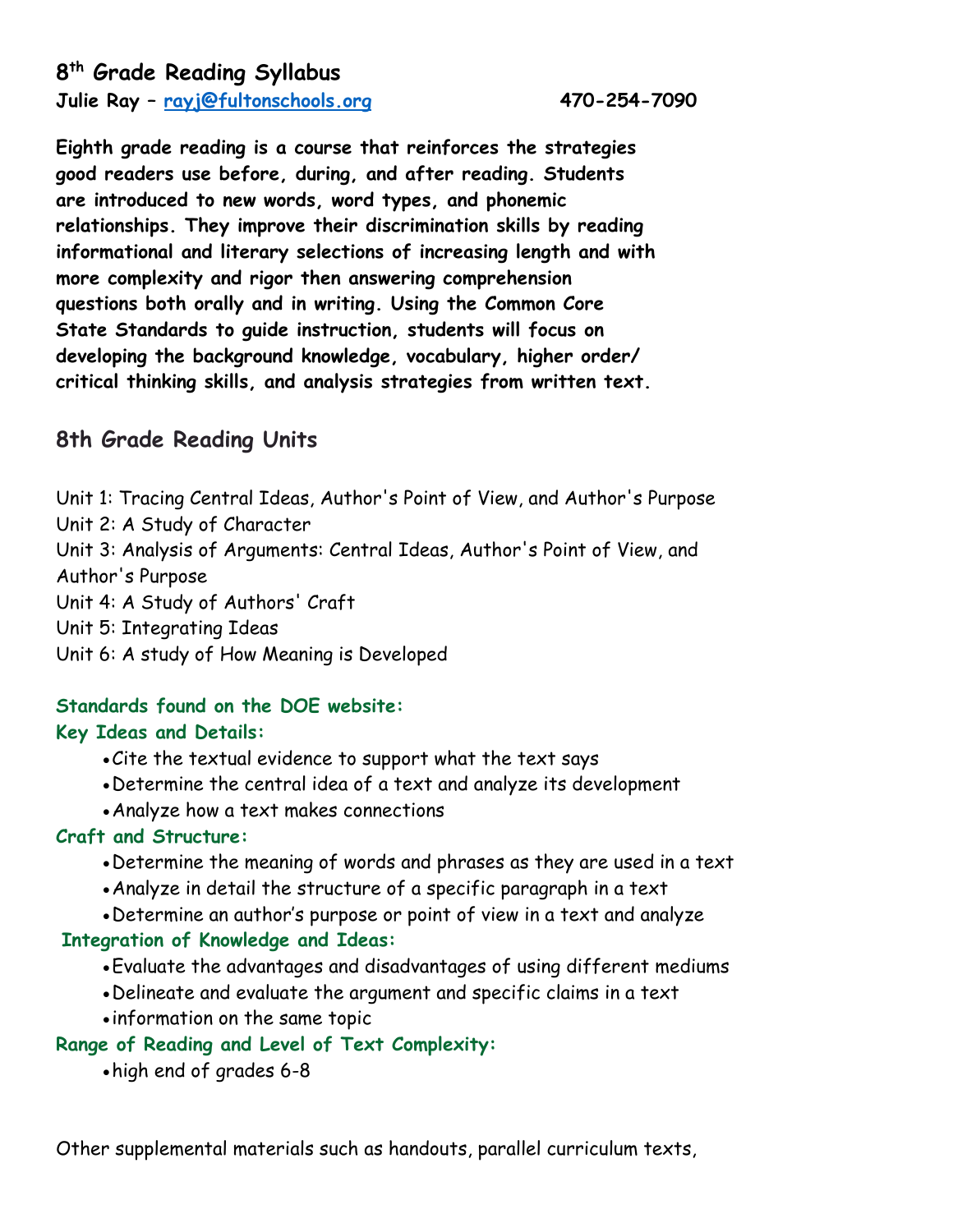# 8th Grade Reading Syllabus

**Julie Ray – rayj@fultonschools.org 470-254-7090**

**Eighth grade reading is a course that reinforces the strategies good readers use before, during, and after reading. Students are introduced to new words, word types, and phonemic relationships. They improve their discrimination skills by reading informational and literary selections of increasing length and with more complexity and rigor then answering comprehension questions both orally and in writing. Using the Common Core State Standards to guide instruction, students will focus on developing the background knowledge, vocabulary, higher order/ critical thinking skills, and analysis strategies from written text.**

## 8th Grade Reading Units

Unit 1: Tracing Central Ideas, Author's Point of View, and Author's Purpose
Unit 2: A Study of Character
Unit 3: Analysis of Arguments: Central Ideas, Author's Point of View, and Author's Purpose
Unit 4: A Study of Authors' Craft
Unit 5: Integrating Ideas
Unit 6: A study of How Meaning is Developed

**Standards found on the DOE website:**

**Key Ideas and Details:**

- Cite the textual evidence to support what the text says
- Determine the central idea of a text and analyze its development
- Analyze how a text makes connections

**Craft and Structure:**

- Determine the meaning of words and phrases as they are used in a text
- Analyze in detail the structure of a specific paragraph in a text
- Determine an author's purpose or point of view in a text and analyze

**Integration of Knowledge and Ideas:**

- Evaluate the advantages and disadvantages of using different mediums
- Delineate and evaluate the argument and specific claims in a text
- information on the same topic

**Range of Reading and Level of Text Complexity:**

- high end of grades 6-8

Other supplemental materials such as handouts, parallel curriculum texts,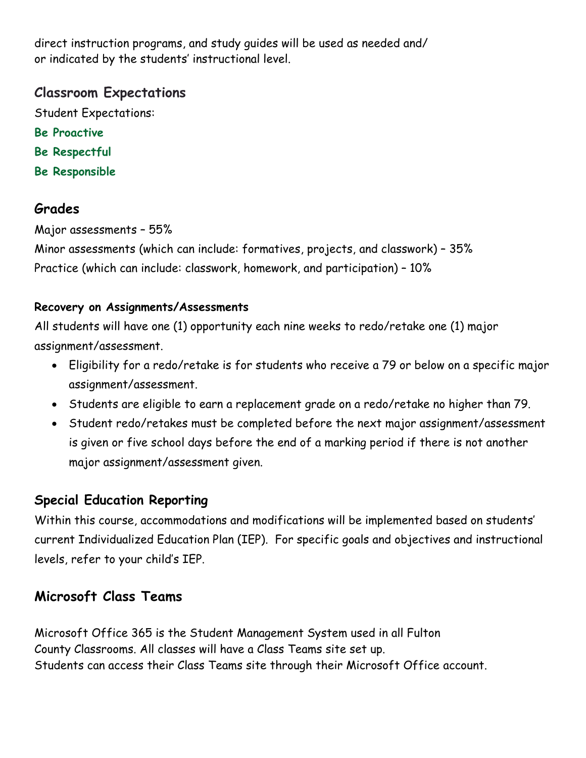direct instruction programs, and study guides will be used as needed and/ or indicated by the students' instructional level.

## Classroom Expectations

Student Expectations:

**Be Proactive**

**Be Respectful**

**Be Responsible**

## Grades

Major assessments – 55%

Minor assessments (which can include: formatives, projects, and classwork) – 35%

Practice (which can include: classwork, homework, and participation) – 10%

### Recovery on Assignments/Assessments

All students will have one (1) opportunity each nine weeks to redo/retake one (1) major assignment/assessment.

- Eligibility for a redo/retake is for students who receive a 79 or below on a specific major assignment/assessment.
- Students are eligible to earn a replacement grade on a redo/retake no higher than 79.
- Student redo/retakes must be completed before the next major assignment/assessment is given or five school days before the end of a marking period if there is not another major assignment/assessment given.

## Special Education Reporting

Within this course, accommodations and modifications will be implemented based on students' current Individualized Education Plan (IEP). For specific goals and objectives and instructional levels, refer to your child's IEP.

## Microsoft Class Teams

Microsoft Office 365 is the Student Management System used in all Fulton County Classrooms. All classes will have a Class Teams site set up. Students can access their Class Teams site through their Microsoft Office account.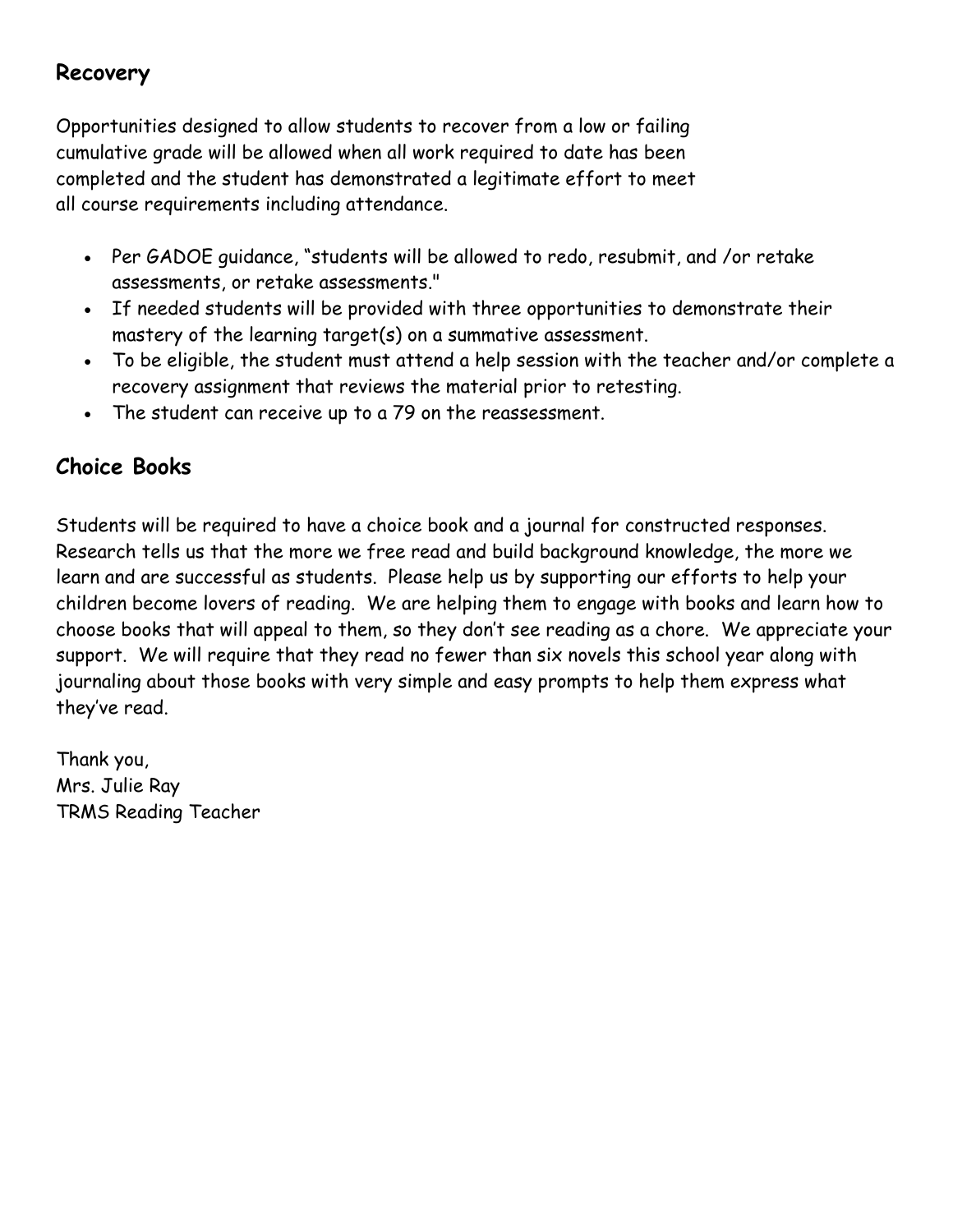## Recovery

Opportunities designed to allow students to recover from a low or failing cumulative grade will be allowed when all work required to date has been completed and the student has demonstrated a legitimate effort to meet all course requirements including attendance.

- Per GADOE guidance, "students will be allowed to redo, resubmit, and /or retake assessments, or retake assessments."
- If needed students will be provided with three opportunities to demonstrate their mastery of the learning target(s) on a summative assessment.
- To be eligible, the student must attend a help session with the teacher and/or complete a recovery assignment that reviews the material prior to retesting.
- The student can receive up to a 79 on the reassessment.

## Choice Books

Students will be required to have a choice book and a journal for constructed responses. Research tells us that the more we free read and build background knowledge, the more we learn and are successful as students. Please help us by supporting our efforts to help your children become lovers of reading. We are helping them to engage with books and learn how to choose books that will appeal to them, so they don't see reading as a chore. We appreciate your support. We will require that they read no fewer than six novels this school year along with journaling about those books with very simple and easy prompts to help them express what they've read.

Thank you,
Mrs. Julie Ray
TRMS Reading Teacher